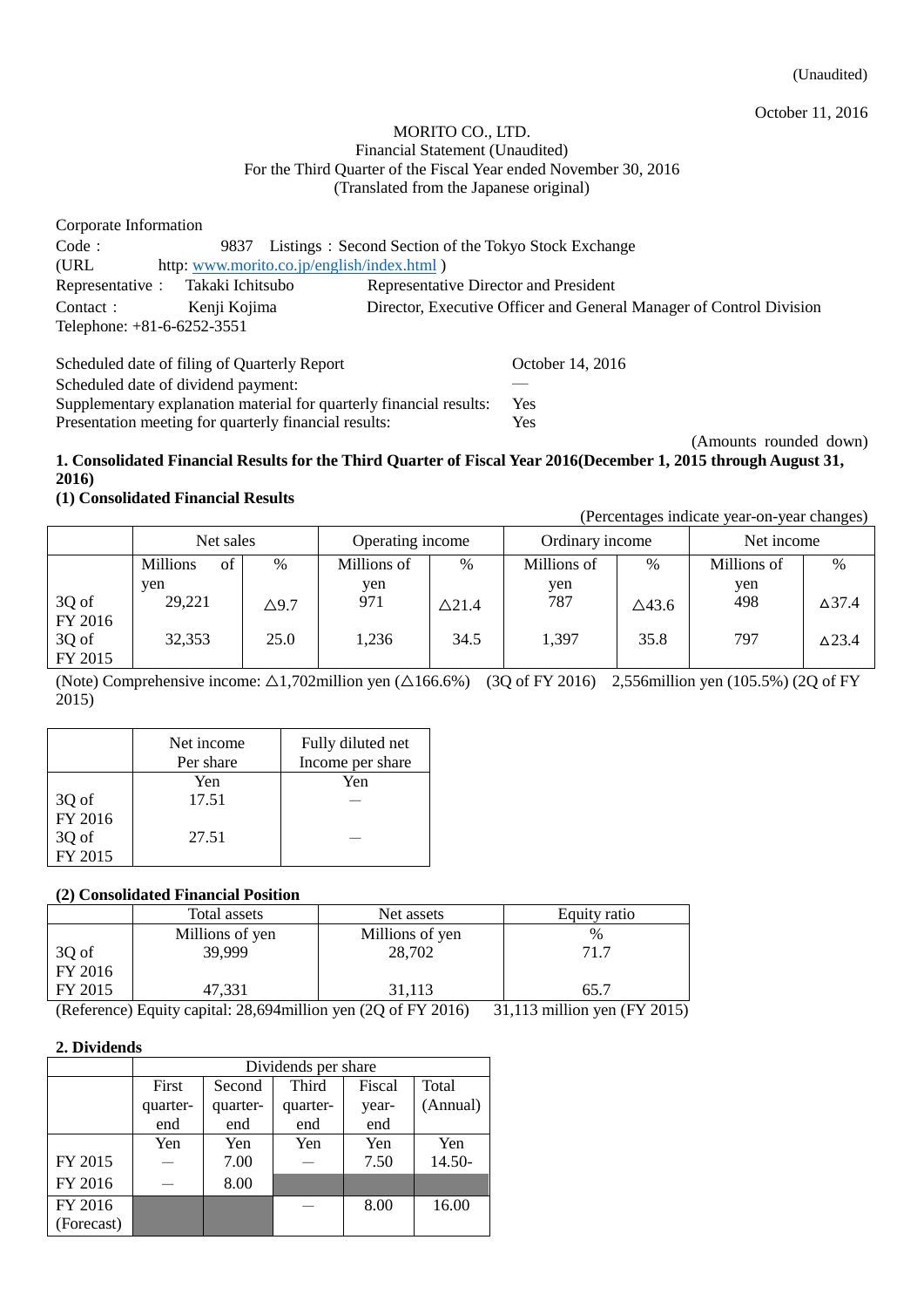(Unaudited)

October 11, 2016

MORITO CO., LTD.
Financial Statement (Unaudited)
For the Third Quarter of the Fiscal Year ended November 30, 2016
(Translated from the Japanese original)

Corporate Information
Code： 9837 Listings：Second Section of the Tokyo Stock Exchange
(URL http: www.morito.co.jp/english/index.html )
Representative： Takaki Ichitsubo Representative Director and President
Contact： Kenji Kojima Director, Executive Officer and General Manager of Control Division
Telephone: +81-6-6252-3551

Scheduled date of filing of Quarterly Report: October 14, 2016
Scheduled date of dividend payment: —
Supplementary explanation material for quarterly financial results: Yes
Presentation meeting for quarterly financial results: Yes

(Amounts rounded down)

## 1. Consolidated Financial Results for the Third Quarter of Fiscal Year 2016(December 1, 2015 through August 31, 2016)

### (1) Consolidated Financial Results

(Percentages indicate year-on-year changes)

| | Net sales | | Operating income | | Ordinary income | | Net income | |
|---|---|---|---|---|---|---|---|---|
| | Millions of yen | % | Millions of yen | % | Millions of yen | % | Millions of yen | % |
| 3Q of FY 2016 | 29,221 | △9.7 | 971 | △21.4 | 787 | △43.6 | 498 | △37.4 |
| 3Q of FY 2015 | 32,353 | 25.0 | 1,236 | 34.5 | 1,397 | 35.8 | 797 | △23.4 |

(Note) Comprehensive income: △1,702million yen (△166.6%) (3Q of FY 2016) 2,556million yen (105.5%) (2Q of FY 2015)

| | Net income Per share | Fully diluted net Income per share |
|---|---|---|
| | Yen | Yen |
| 3Q of FY 2016 | 17.51 | — |
| 3Q of FY 2015 | 27.51 | — |

### (2) Consolidated Financial Position

| | Total assets | Net assets | Equity ratio |
|---|---|---|---|
| | Millions of yen | Millions of yen | % |
| 3Q of FY 2016 | 39,999 | 28,702 | 71.7 |
| FY 2015 | 47,331 | 31,113 | 65.7 |

(Reference) Equity capital: 28,694million yen (2Q of FY 2016) 31,113 million yen (FY 2015)

## 2. Dividends

| | Dividends per share | | | | |
|---|---|---|---|---|---|
| | First quarter-end | Second quarter-end | Third quarter-end | Fiscal year-end | Total (Annual) |
| | Yen | Yen | Yen | Yen | Yen |
| FY 2015 | — | 7.00 | — | 7.50 | 14.50- |
| FY 2016 | — | 8.00 | | | |
| FY 2016 (Forecast) | | | — | 8.00 | 16.00 |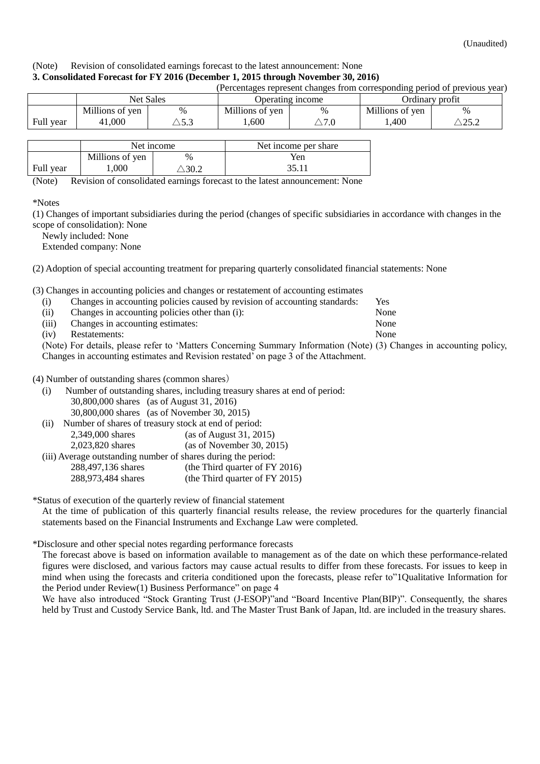(Unaudited)

(Note) Revision of consolidated earnings forecast to the latest announcement: None

**3. Consolidated Forecast for FY 2016 (December 1, 2015 through November 30, 2016)**

(Percentages represent changes from corresponding period of previous year)

| | Net Sales | | Operating income | | Ordinary profit | |
|---|---|---|---|---|---|---|
| | Millions of yen | % | Millions of yen | % | Millions of yen | % |
| Full year | 41,000 | △5.3 | 1,600 | △7.0 | 1,400 | △25.2 |

| | Net income | | Net income per share |
|---|---|---|---|
| | Millions of yen | % | Yen |
| Full year | 1,000 | △30.2 | 35.11 |

(Note) Revision of consolidated earnings forecast to the latest announcement: None

*Notes

(1) Changes of important subsidiaries during the period (changes of specific subsidiaries in accordance with changes in the scope of consolidation): None

Newly included: None

Extended company: None

(2) Adoption of special accounting treatment for preparing quarterly consolidated financial statements: None

(3) Changes in accounting policies and changes or restatement of accounting estimates

(i) Changes in accounting policies caused by revision of accounting standards: Yes

(ii) Changes in accounting policies other than (i): None

(iii) Changes in accounting estimates: None

(iv) Restatements: None

(Note) For details, please refer to 'Matters Concerning Summary Information (Note) (3) Changes in accounting policy, Changes in accounting estimates and Revision restated' on page 3 of the Attachment.

(4) Number of outstanding shares (common shares)

(i) Number of outstanding shares, including treasury shares at end of period:

30,800,000 shares (as of August 31, 2016)

30,800,000 shares (as of November 30, 2015)

(ii) Number of shares of treasury stock at end of period:

2,349,000 shares (as of August 31, 2015)

2,023,820 shares (as of November 30, 2015)

(iii) Average outstanding number of shares during the period:

288,497,136 shares (the Third quarter of FY 2016)

288,973,484 shares (the Third quarter of FY 2015)

*Status of execution of the quarterly review of financial statement

At the time of publication of this quarterly financial results release, the review procedures for the quarterly financial statements based on the Financial Instruments and Exchange Law were completed.

*Disclosure and other special notes regarding performance forecasts

The forecast above is based on information available to management as of the date on which these performance-related figures were disclosed, and various factors may cause actual results to differ from these forecasts. For issues to keep in mind when using the forecasts and criteria conditioned upon the forecasts, please refer to"1Qualitative Information for the Period under Review(1) Business Performance" on page 4

We have also introduced "Stock Granting Trust (J-ESOP)"and "Board Incentive Plan(BIP)". Consequently, the shares held by Trust and Custody Service Bank, ltd. and The Master Trust Bank of Japan, ltd. are included in the treasury shares.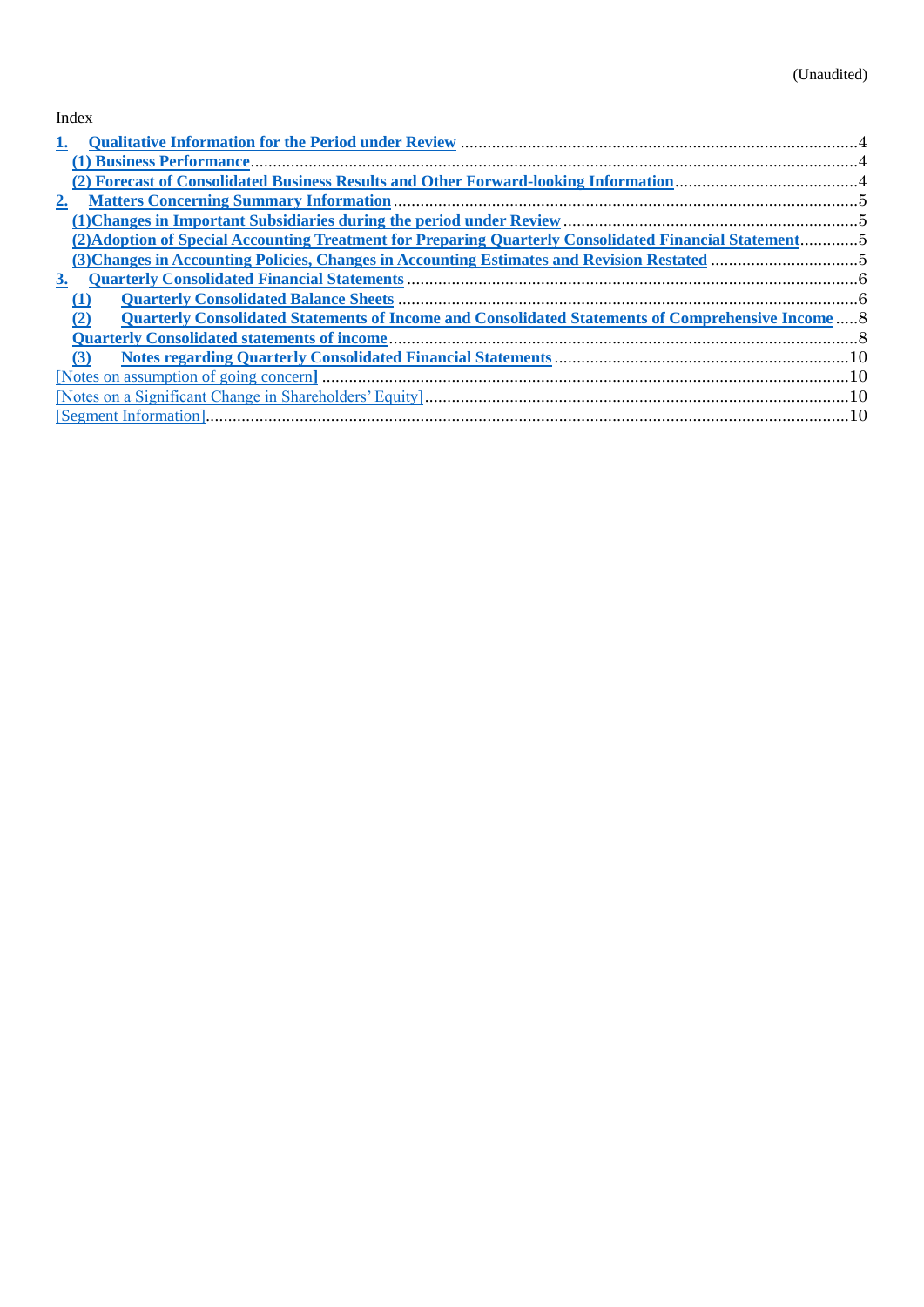(Unaudited)

Index

1. Qualitative Information for the Period under Review ....4
   - (1) Business Performance ....4
   - (2) Forecast of Consolidated Business Results and Other Forward-looking Information ....4
2. Matters Concerning Summary Information ....5
   - (1)Changes in Important Subsidiaries during the period under Review ....5
   - (2)Adoption of Special Accounting Treatment for Preparing Quarterly Consolidated Financial Statement ....5
   - (3)Changes in Accounting Policies, Changes in Accounting Estimates and Revision Restated ....5
3. Quarterly Consolidated Financial Statements ....6
   - (1) Quarterly Consolidated Balance Sheets ....6
   - (2) Quarterly Consolidated Statements of Income and Consolidated Statements of Comprehensive Income ....8
   - Quarterly Consolidated statements of income ....8
   - (3) Notes regarding Quarterly Consolidated Financial Statements ....10

[Notes on assumption of going concern] ....10

[Notes on a Significant Change in Shareholders' Equity] ....10

[Segment Information] ....10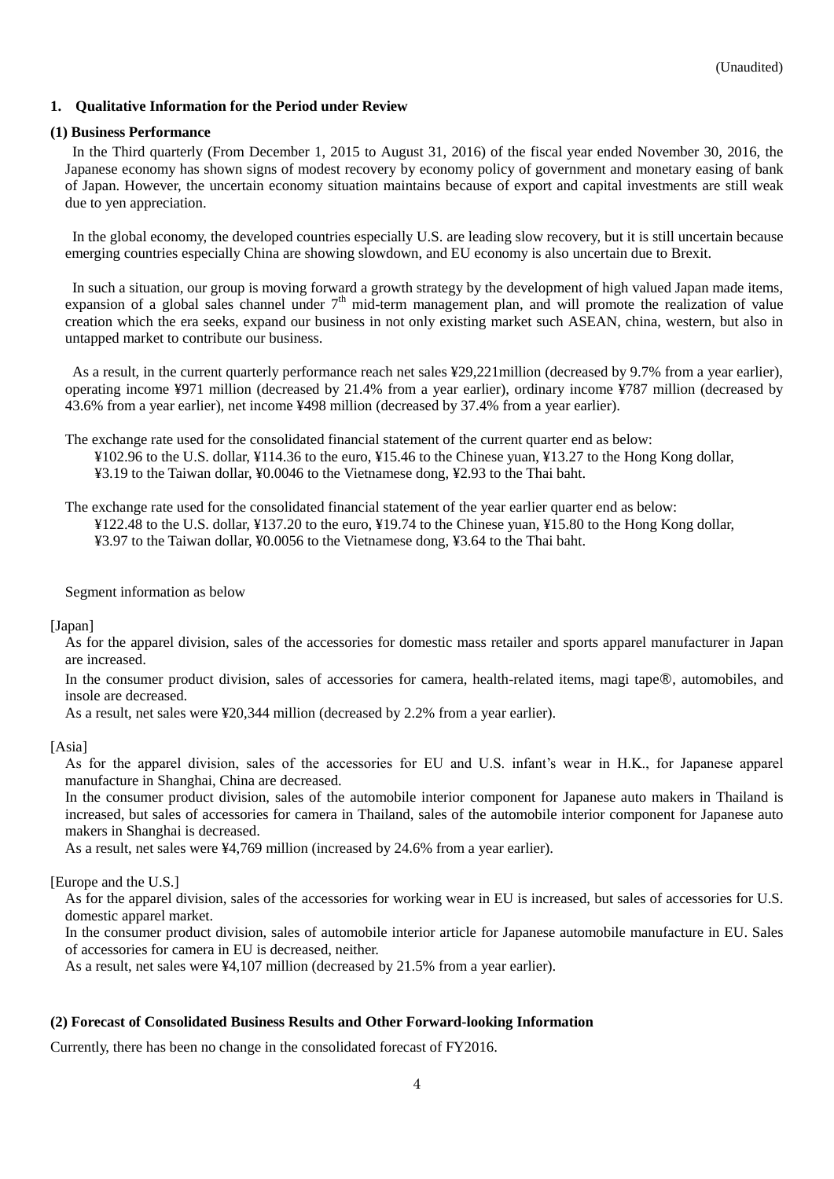(Unaudited)

## 1. Qualitative Information for the Period under Review

### (1) Business Performance

In the Third quarterly (From December 1, 2015 to August 31, 2016) of the fiscal year ended November 30, 2016, the Japanese economy has shown signs of modest recovery by economy policy of government and monetary easing of bank of Japan. However, the uncertain economy situation maintains because of export and capital investments are still weak due to yen appreciation.

In the global economy, the developed countries especially U.S. are leading slow recovery, but it is still uncertain because emerging countries especially China are showing slowdown, and EU economy is also uncertain due to Brexit.

In such a situation, our group is moving forward a growth strategy by the development of high valued Japan made items, expansion of a global sales channel under 7th mid-term management plan, and will promote the realization of value creation which the era seeks, expand our business in not only existing market such ASEAN, china, western, but also in untapped market to contribute our business.

As a result, in the current quarterly performance reach net sales ¥29,221million (decreased by 9.7% from a year earlier), operating income ¥971 million (decreased by 21.4% from a year earlier), ordinary income ¥787 million (decreased by 43.6% from a year earlier), net income ¥498 million (decreased by 37.4% from a year earlier).

The exchange rate used for the consolidated financial statement of the current quarter end as below:
¥102.96 to the U.S. dollar, ¥114.36 to the euro, ¥15.46 to the Chinese yuan, ¥13.27 to the Hong Kong dollar, ¥3.19 to the Taiwan dollar, ¥0.0046 to the Vietnamese dong, ¥2.93 to the Thai baht.

The exchange rate used for the consolidated financial statement of the year earlier quarter end as below:
¥122.48 to the U.S. dollar, ¥137.20 to the euro, ¥19.74 to the Chinese yuan, ¥15.80 to the Hong Kong dollar, ¥3.97 to the Taiwan dollar, ¥0.0056 to the Vietnamese dong, ¥3.64 to the Thai baht.

Segment information as below

[Japan]

As for the apparel division, sales of the accessories for domestic mass retailer and sports apparel manufacturer in Japan are increased.

In the consumer product division, sales of accessories for camera, health-related items, magi tape®, automobiles, and insole are decreased.

As a result, net sales were ¥20,344 million (decreased by 2.2% from a year earlier).

[Asia]

As for the apparel division, sales of the accessories for EU and U.S. infant's wear in H.K., for Japanese apparel manufacture in Shanghai, China are decreased.

In the consumer product division, sales of the automobile interior component for Japanese auto makers in Thailand is increased, but sales of accessories for camera in Thailand, sales of the automobile interior component for Japanese auto makers in Shanghai is decreased.

As a result, net sales were ¥4,769 million (increased by 24.6% from a year earlier).

[Europe and the U.S.]

As for the apparel division, sales of the accessories for working wear in EU is increased, but sales of accessories for U.S. domestic apparel market.

In the consumer product division, sales of automobile interior article for Japanese automobile manufacture in EU. Sales of accessories for camera in EU is decreased, neither.

As a result, net sales were ¥4,107 million (decreased by 21.5% from a year earlier).

### (2) Forecast of Consolidated Business Results and Other Forward-looking Information

Currently, there has been no change in the consolidated forecast of FY2016.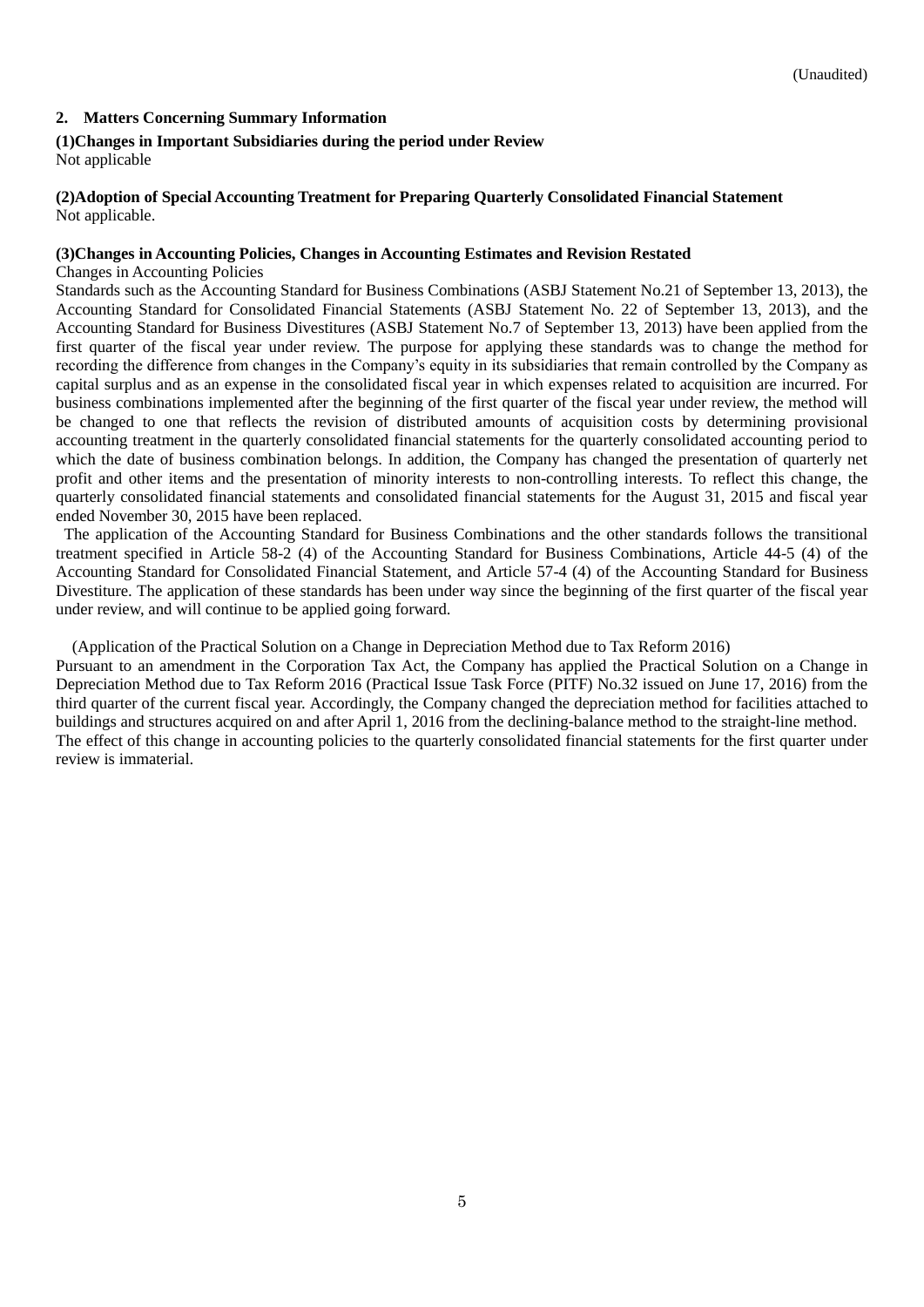(Unaudited)

## 2. Matters Concerning Summary Information

### (1)Changes in Important Subsidiaries during the period under Review

Not applicable

### (2)Adoption of Special Accounting Treatment for Preparing Quarterly Consolidated Financial Statement

Not applicable.

### (3)Changes in Accounting Policies, Changes in Accounting Estimates and Revision Restated

Changes in Accounting Policies

Standards such as the Accounting Standard for Business Combinations (ASBJ Statement No.21 of September 13, 2013), the Accounting Standard for Consolidated Financial Statements (ASBJ Statement No. 22 of September 13, 2013), and the Accounting Standard for Business Divestitures (ASBJ Statement No.7 of September 13, 2013) have been applied from the first quarter of the fiscal year under review. The purpose for applying these standards was to change the method for recording the difference from changes in the Company's equity in its subsidiaries that remain controlled by the Company as capital surplus and as an expense in the consolidated fiscal year in which expenses related to acquisition are incurred. For business combinations implemented after the beginning of the first quarter of the fiscal year under review, the method will be changed to one that reflects the revision of distributed amounts of acquisition costs by determining provisional accounting treatment in the quarterly consolidated financial statements for the quarterly consolidated accounting period to which the date of business combination belongs. In addition, the Company has changed the presentation of quarterly net profit and other items and the presentation of minority interests to non-controlling interests. To reflect this change, the quarterly consolidated financial statements and consolidated financial statements for the August 31, 2015 and fiscal year ended November 30, 2015 have been replaced.

The application of the Accounting Standard for Business Combinations and the other standards follows the transitional treatment specified in Article 58-2 (4) of the Accounting Standard for Business Combinations, Article 44-5 (4) of the Accounting Standard for Consolidated Financial Statement, and Article 57-4 (4) of the Accounting Standard for Business Divestiture. The application of these standards has been under way since the beginning of the first quarter of the fiscal year under review, and will continue to be applied going forward.

(Application of the Practical Solution on a Change in Depreciation Method due to Tax Reform 2016)

Pursuant to an amendment in the Corporation Tax Act, the Company has applied the Practical Solution on a Change in Depreciation Method due to Tax Reform 2016 (Practical Issue Task Force (PITF) No.32 issued on June 17, 2016) from the third quarter of the current fiscal year. Accordingly, the Company changed the depreciation method for facilities attached to buildings and structures acquired on and after April 1, 2016 from the declining-balance method to the straight-line method. The effect of this change in accounting policies to the quarterly consolidated financial statements for the first quarter under review is immaterial.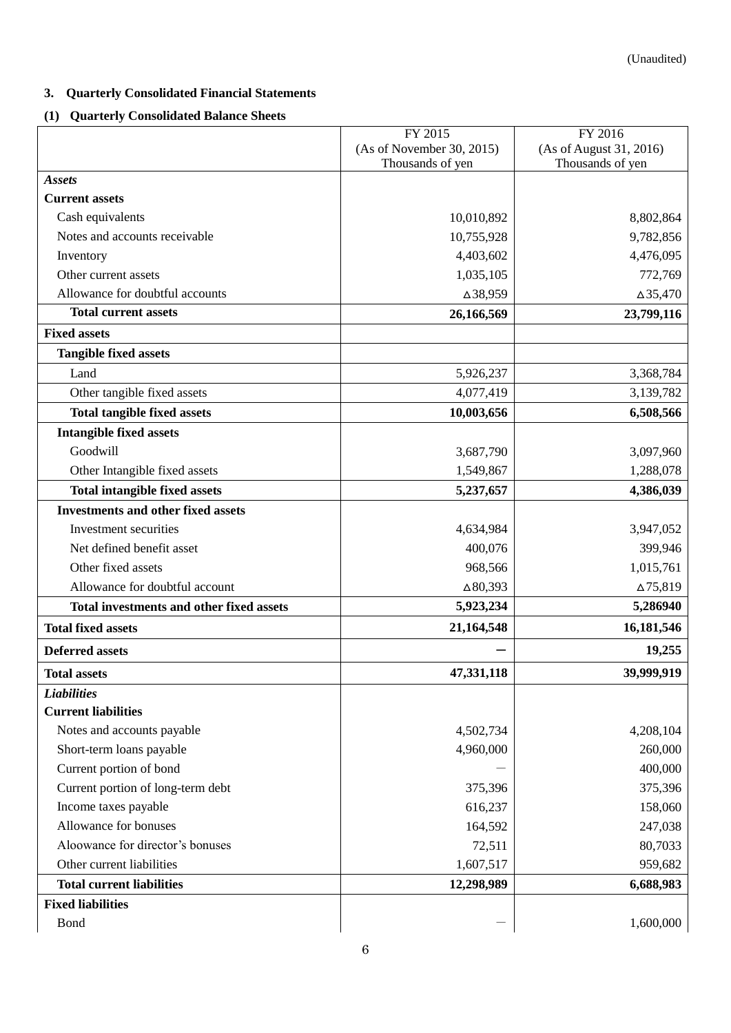(Unaudited)

### 3. Quarterly Consolidated Financial Statements

### (1) Quarterly Consolidated Balance Sheets

| | FY 2015<br>(As of November 30, 2015)<br>Thousands of yen | FY 2016<br>(As of August 31, 2016)<br>Thousands of yen |
|---|---|---|
| ***Assets*** | | |
| **Current assets** | | |
| Cash equivalents | 10,010,892 | 8,802,864 |
| Notes and accounts receivable | 10,755,928 | 9,782,856 |
| Inventory | 4,403,602 | 4,476,095 |
| Other current assets | 1,035,105 | 772,769 |
| Allowance for doubtful accounts | △38,959 | △35,470 |
| **Total current assets** | **26,166,569** | **23,799,116** |
| **Fixed assets** | | |
| **Tangible fixed assets** | | |
| Land | 5,926,237 | 3,368,784 |
| Other tangible fixed assets | 4,077,419 | 3,139,782 |
| **Total tangible fixed assets** | **10,003,656** | **6,508,566** |
| **Intangible fixed assets** | | |
| Goodwill | 3,687,790 | 3,097,960 |
| Other Intangible fixed assets | 1,549,867 | 1,288,078 |
| **Total intangible fixed assets** | **5,237,657** | **4,386,039** |
| **Investments and other fixed assets** | | |
| Investment securities | 4,634,984 | 3,947,052 |
| Net defined benefit asset | 400,076 | 399,946 |
| Other fixed assets | 968,566 | 1,015,761 |
| Allowance for doubtful account | △80,393 | △75,819 |
| **Total investments and other fixed assets** | **5,923,234** | **5,286940** |
| **Total fixed assets** | **21,164,548** | **16,181,546** |
| **Deferred assets** | **ー** | **19,255** |
| **Total assets** | **47,331,118** | **39,999,919** |
| ***Liabilities*** | | |
| **Current liabilities** | | |
| Notes and accounts payable | 4,502,734 | 4,208,104 |
| Short-term loans payable | 4,960,000 | 260,000 |
| Current portion of bond | ― | 400,000 |
| Current portion of long-term debt | 375,396 | 375,396 |
| Income taxes payable | 616,237 | 158,060 |
| Allowance for bonuses | 164,592 | 247,038 |
| Aloowance for director's bonuses | 72,511 | 80,7033 |
| Other current liabilities | 1,607,517 | 959,682 |
| **Total current liabilities** | **12,298,989** | **6,688,983** |
| **Fixed liabilities** | | |
| Bond | ― | 1,600,000 |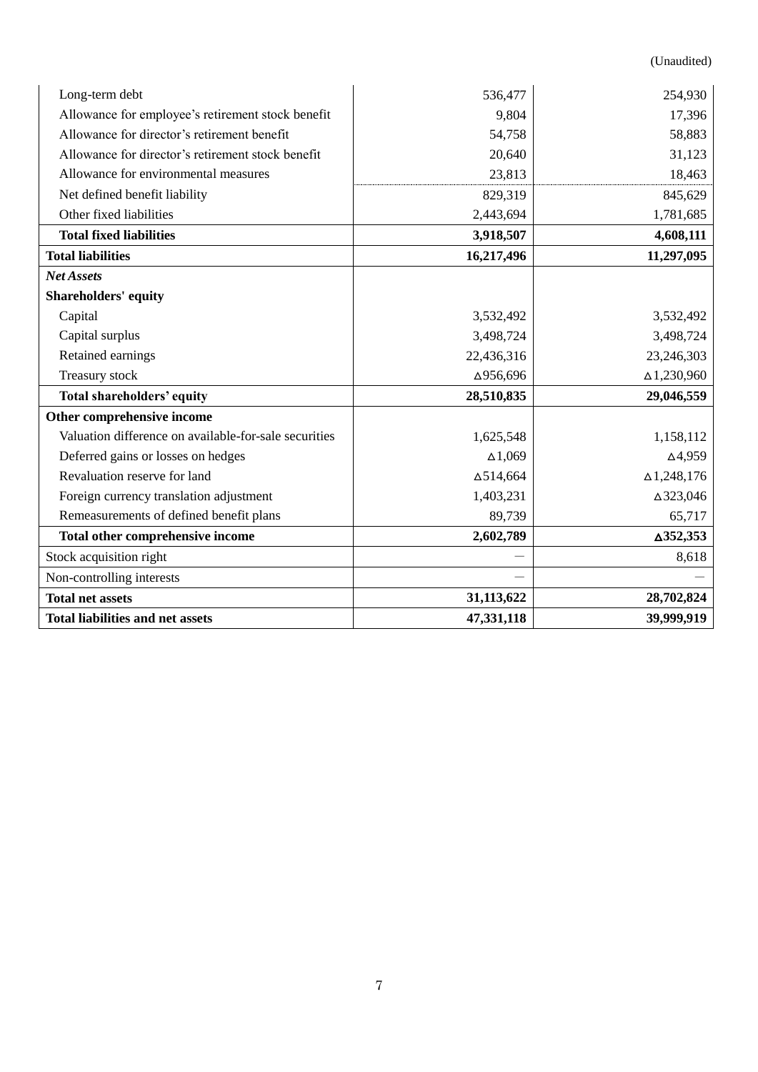(Unaudited)

| | | |
|---|---|---|
| Long-term debt | 536,477 | 254,930 |
| Allowance for employee's retirement stock benefit | 9,804 | 17,396 |
| Allowance for director's retirement benefit | 54,758 | 58,883 |
| Allowance for director's retirement stock benefit | 20,640 | 31,123 |
| Allowance for environmental measures | 23,813 | 18,463 |
| Net defined benefit liability | 829,319 | 845,629 |
| Other fixed liabilities | 2,443,694 | 1,781,685 |
| **Total fixed liabilities** | **3,918,507** | **4,608,111** |
| **Total liabilities** | **16,217,496** | **11,297,095** |
| ***Net Assets*** | | |
| **Shareholders' equity** | | |
| Capital | 3,532,492 | 3,532,492 |
| Capital surplus | 3,498,724 | 3,498,724 |
| Retained earnings | 22,436,316 | 23,246,303 |
| Treasury stock | △956,696 | △1,230,960 |
| **Total shareholders' equity** | **28,510,835** | **29,046,559** |
| **Other comprehensive income** | | |
| Valuation difference on available-for-sale securities | 1,625,548 | 1,158,112 |
| Deferred gains or losses on hedges | △1,069 | △4,959 |
| Revaluation reserve for land | △514,664 | △1,248,176 |
| Foreign currency translation adjustment | 1,403,231 | △323,046 |
| Remeasurements of defined benefit plans | 89,739 | 65,717 |
| **Total other comprehensive income** | **2,602,789** | **△352,353** |
| Stock acquisition right | — | 8,618 |
| Non-controlling interests | — | — |
| **Total net assets** | **31,113,622** | **28,702,824** |
| **Total liabilities and net assets** | **47,331,118** | **39,999,919** |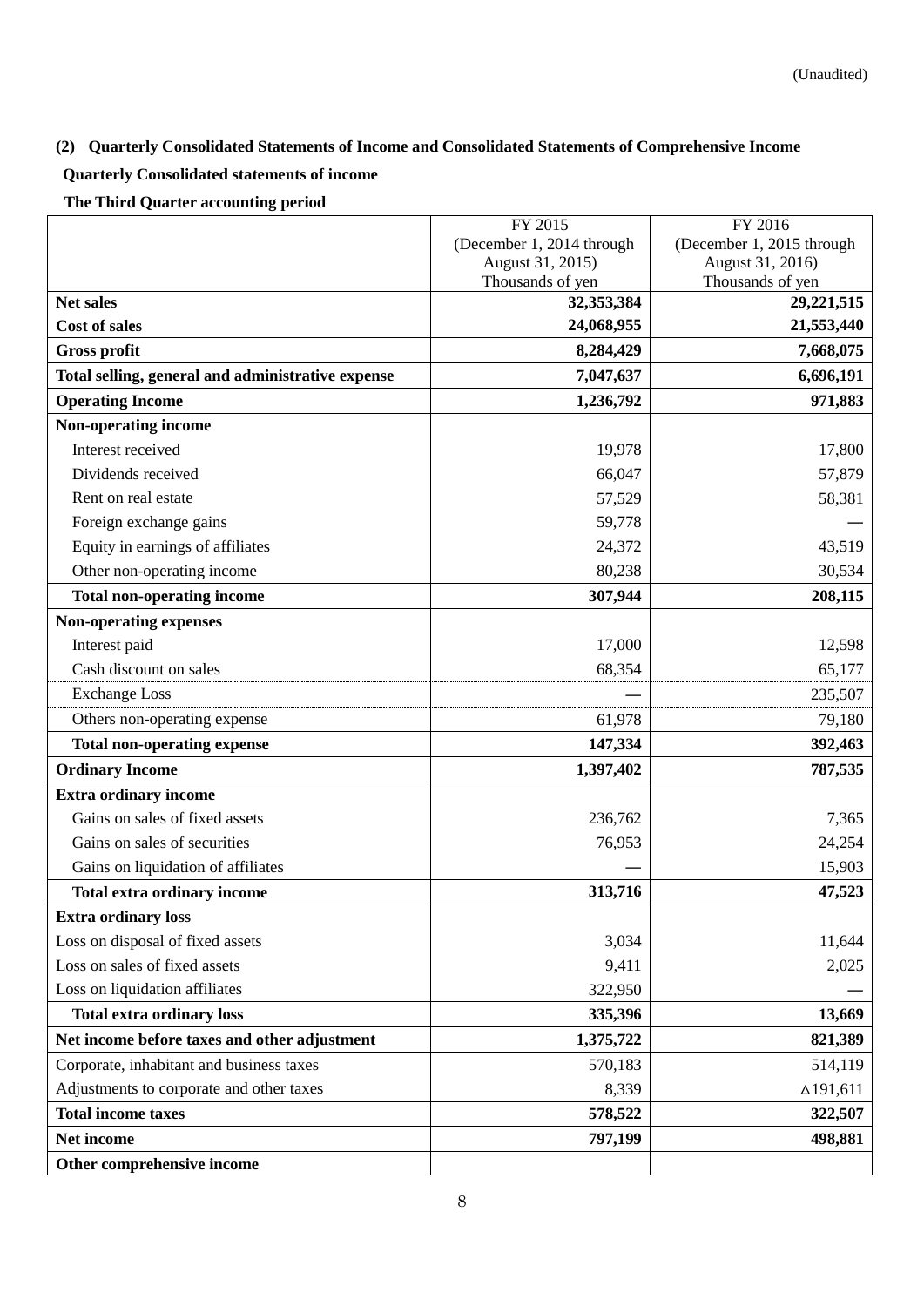(Unaudited)

### (2) Quarterly Consolidated Statements of Income and Consolidated Statements of Comprehensive Income

**Quarterly Consolidated statements of income**

**The Third Quarter accounting period**

| | FY 2015 (December 1, 2014 through August 31, 2015) Thousands of yen | FY 2016 (December 1, 2015 through August 31, 2016) Thousands of yen |
|---|---|---|
| **Net sales** | **32,353,384** | **29,221,515** |
| **Cost of sales** | **24,068,955** | **21,553,440** |
| **Gross profit** | **8,284,429** | **7,668,075** |
| **Total selling, general and administrative expense** | **7,047,637** | **6,696,191** |
| **Operating Income** | **1,236,792** | **971,883** |
| **Non-operating income** | | |
| Interest received | 19,978 | 17,800 |
| Dividends received | 66,047 | 57,879 |
| Rent on real estate | 57,529 | 58,381 |
| Foreign exchange gains | 59,778 | — |
| Equity in earnings of affiliates | 24,372 | 43,519 |
| Other non-operating income | 80,238 | 30,534 |
| **Total non-operating income** | **307,944** | **208,115** |
| **Non-operating expenses** | | |
| Interest paid | 17,000 | 12,598 |
| Cash discount on sales | 68,354 | 65,177 |
| Exchange Loss | — | 235,507 |
| Others non-operating expense | 61,978 | 79,180 |
| **Total non-operating expense** | **147,334** | **392,463** |
| **Ordinary Income** | **1,397,402** | **787,535** |
| **Extra ordinary income** | | |
| Gains on sales of fixed assets | 236,762 | 7,365 |
| Gains on sales of securities | 76,953 | 24,254 |
| Gains on liquidation of affiliates | — | 15,903 |
| **Total extra ordinary income** | **313,716** | **47,523** |
| **Extra ordinary loss** | | |
| Loss on disposal of fixed assets | 3,034 | 11,644 |
| Loss on sales of fixed assets | 9,411 | 2,025 |
| Loss on liquidation affiliates | 322,950 | — |
| **Total extra ordinary loss** | **335,396** | **13,669** |
| **Net income before taxes and other adjustment** | **1,375,722** | **821,389** |
| Corporate, inhabitant and business taxes | 570,183 | 514,119 |
| Adjustments to corporate and other taxes | 8,339 | △191,611 |
| **Total income taxes** | **578,522** | **322,507** |
| **Net income** | **797,199** | **498,881** |
| **Other comprehensive income** | | |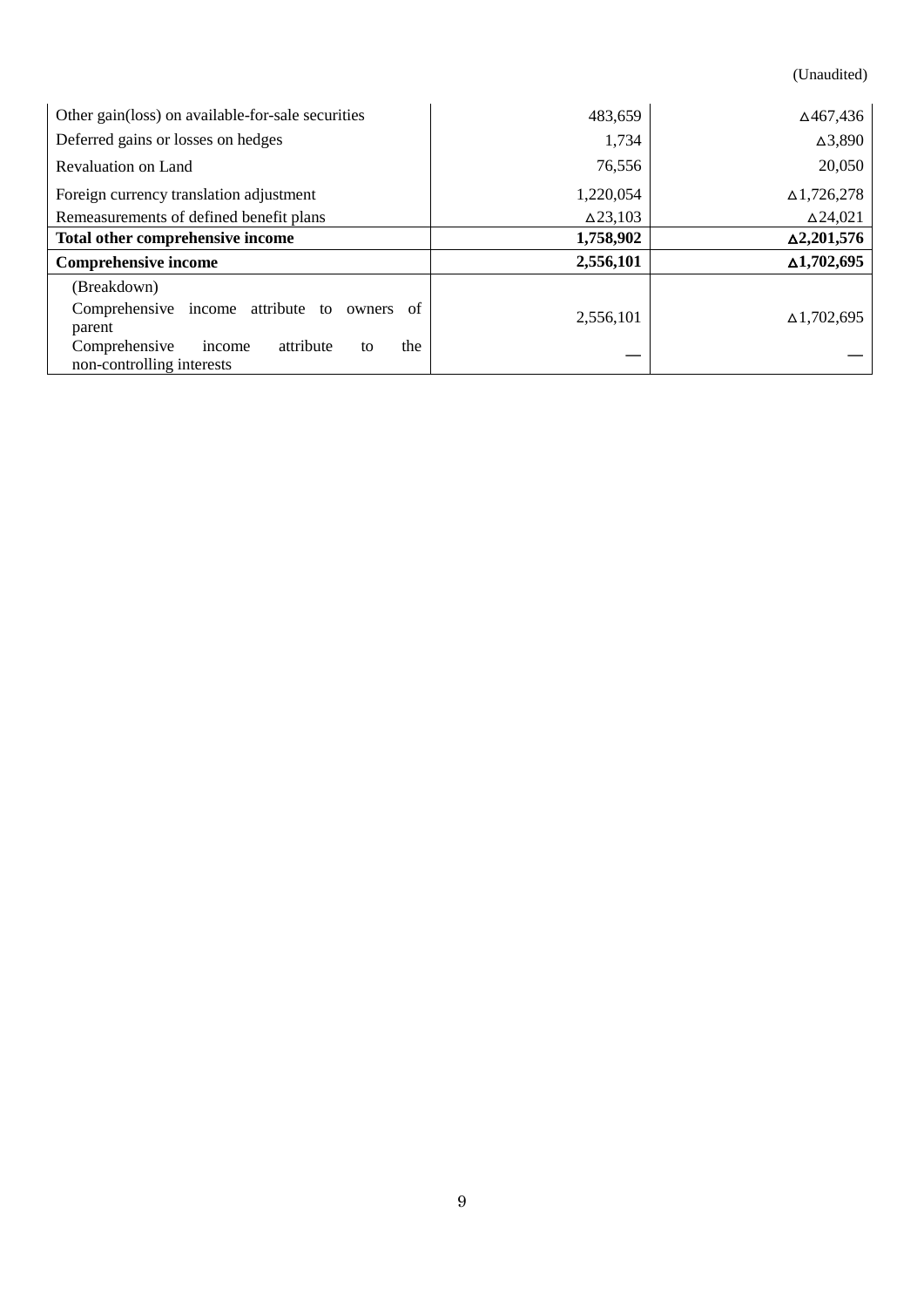(Unaudited)

| | | |
|---|---:|---:|
| Other gain(loss) on available-for-sale securities | 483,659 | △467,436 |
| Deferred gains or losses on hedges | 1,734 | △3,890 |
| Revaluation on Land | 76,556 | 20,050 |
| Foreign currency translation adjustment | 1,220,054 | △1,726,278 |
| Remeasurements of defined benefit plans | △23,103 | △24,021 |
| **Total other comprehensive income** | **1,758,902** | **△2,201,576** |
| **Comprehensive income** | **2,556,101** | **△1,702,695** |
| (Breakdown) | | |
| Comprehensive income attribute to owners of parent | 2,556,101 | △1,702,695 |
| Comprehensive income attribute to the non-controlling interests | — | — |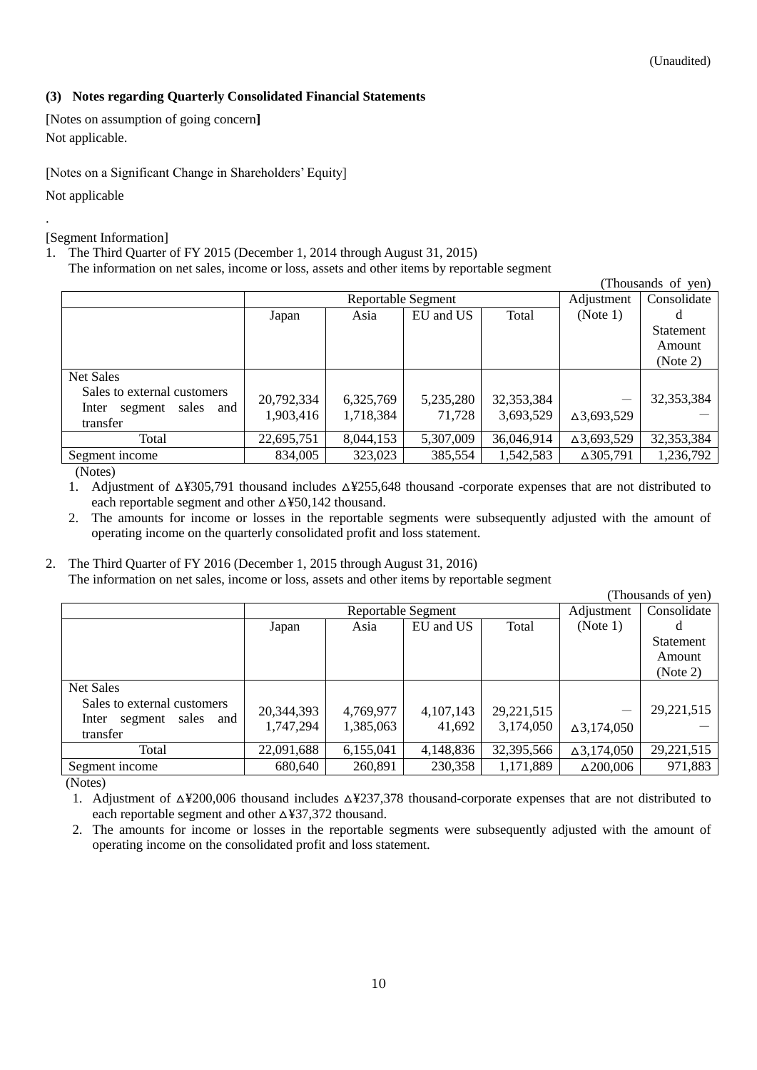(Unaudited)

### (3) Notes regarding Quarterly Consolidated Financial Statements

[Notes on assumption of going concern]

Not applicable.

[Notes on a Significant Change in Shareholders' Equity]

Not applicable

.

[Segment Information]

1. The Third Quarter of FY 2015 (December 1, 2014 through August 31, 2015)

   The information on net sales, income or loss, assets and other items by reportable segment

(Thousands of yen)

| | Reportable Segment | | | | Adjustment (Note 1) | Consolidated Statement Amount (Note 2) |
|---|---|---|---|---|---|---|
| | Japan | Asia | EU and US | Total | | |
| Net Sales | | | | | | |
| Sales to external customers | 20,792,334 | 6,325,769 | 5,235,280 | 32,353,384 | — | 32,353,384 |
| Inter segment sales and transfer | 1,903,416 | 1,718,384 | 71,728 | 3,693,529 | △3,693,529 | — |
| Total | 22,695,751 | 8,044,153 | 5,307,009 | 36,046,914 | △3,693,529 | 32,353,384 |
| Segment income | 834,005 | 323,023 | 385,554 | 1,542,583 | △305,791 | 1,236,792 |

(Notes)

1. Adjustment of △¥305,791 thousand includes △¥255,648 thousand -corporate expenses that are not distributed to each reportable segment and other △¥50,142 thousand.
2. The amounts for income or losses in the reportable segments were subsequently adjusted with the amount of operating income on the quarterly consolidated profit and loss statement.

2. The Third Quarter of FY 2016 (December 1, 2015 through August 31, 2016)

   The information on net sales, income or loss, assets and other items by reportable segment

(Thousands of yen)

| | Reportable Segment | | | | Adjustment (Note 1) | Consolidated Statement Amount (Note 2) |
|---|---|---|---|---|---|---|
| | Japan | Asia | EU and US | Total | | |
| Net Sales | | | | | | |
| Sales to external customers | 20,344,393 | 4,769,977 | 4,107,143 | 29,221,515 | — | 29,221,515 |
| Inter segment sales and transfer | 1,747,294 | 1,385,063 | 41,692 | 3,174,050 | △3,174,050 | — |
| Total | 22,091,688 | 6,155,041 | 4,148,836 | 32,395,566 | △3,174,050 | 29,221,515 |
| Segment income | 680,640 | 260,891 | 230,358 | 1,171,889 | △200,006 | 971,883 |

(Notes)

1. Adjustment of △¥200,006 thousand includes △¥237,378 thousand-corporate expenses that are not distributed to each reportable segment and other △¥37,372 thousand.
2. The amounts for income or losses in the reportable segments were subsequently adjusted with the amount of operating income on the consolidated profit and loss statement.